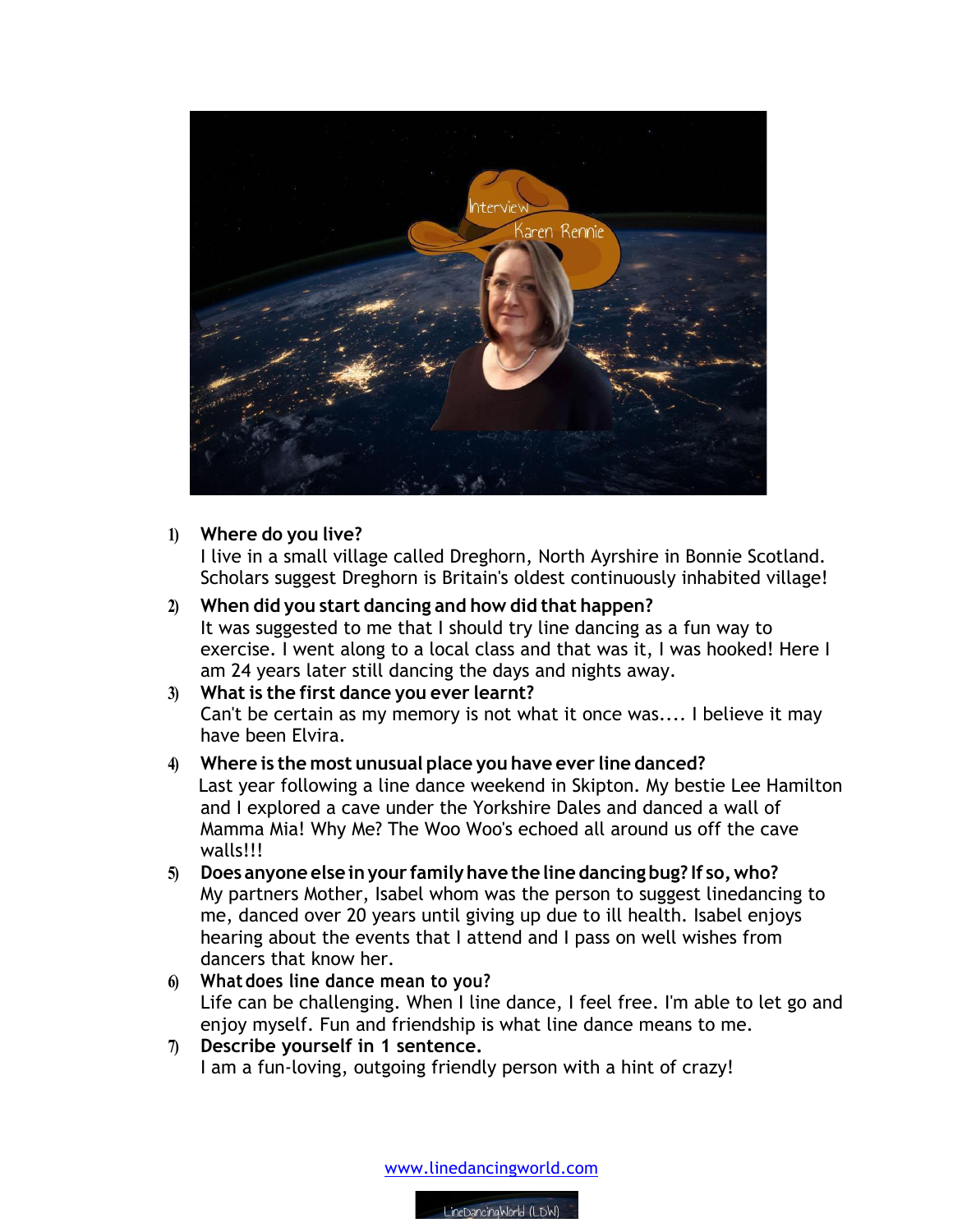1) **Where do you live?**
I live in a small village called Dreghorn, North Ayrshire in Bonnie Scotland. Scholars suggest Dreghorn is Britain's oldest continuously inhabited village!

2) **When did you start dancing and how did that happen?**
It was suggested to me that I should try line dancing as a fun way to exercise. I went along to a local class and that was it, I was hooked! Here I am 24 years later still dancing the days and nights away.

3) **What is the first dance you ever learnt?**
Can't be certain as my memory is not what it once was.... I believe it may have been Elvira.

4) **Where is the most unusual place you have ever line danced?**
Last year following a line dance weekend in Skipton. My bestie Lee Hamilton and I explored a cave under the Yorkshire Dales and danced a wall of Mamma Mia! Why Me? The Woo Woo's echoed all around us off the cave walls!!!

5) **Does anyone else in your family have the line dancing bug? If so, who?**
My partners Mother, Isabel whom was the person to suggest linedancing to me, danced over 20 years until giving up due to ill health. Isabel enjoys hearing about the events that I attend and I pass on well wishes from dancers that know her.

6) **What does line dance mean to you?**
Life can be challenging. When I line dance, I feel free. I'm able to let go and enjoy myself. Fun and friendship is what line dance means to me.

7) **Describe yourself in 1 sentence.**
I am a fun-loving, outgoing friendly person with a hint of crazy!

[www.linedancingworld.com](http://www.linedancingworld.com)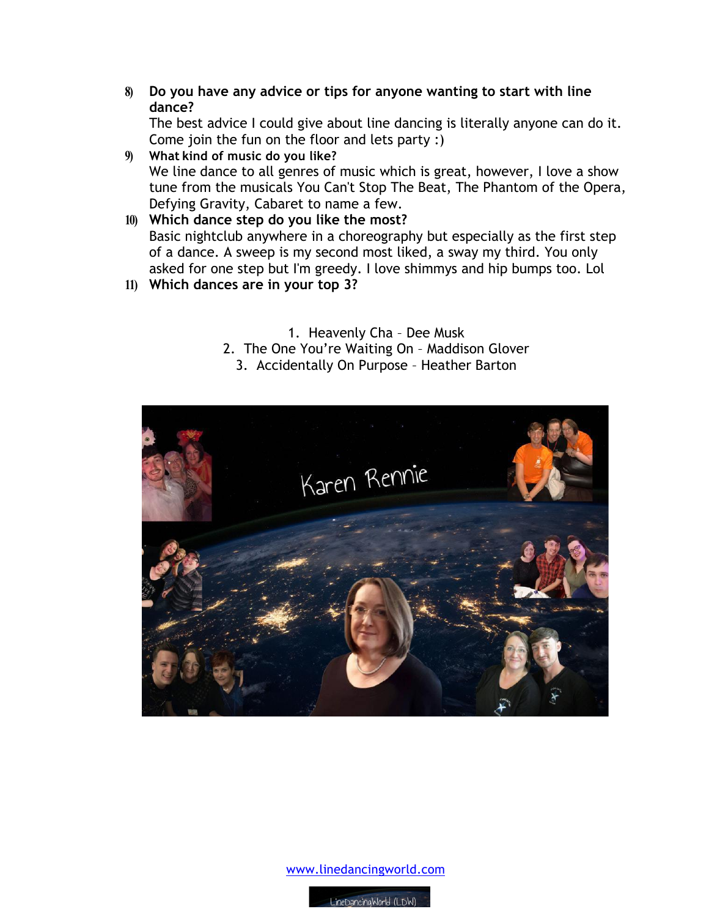8) **Do you have any advice or tips for anyone wanting to start with line dance?**
   The best advice I could give about line dancing is literally anyone can do it. Come join the fun on the floor and lets party :)

9) **What kind of music do you like?**
   We line dance to all genres of music which is great, however, I love a show tune from the musicals You Can't Stop The Beat, The Phantom of the Opera, Defying Gravity, Cabaret to name a few.

10) **Which dance step do you like the most?**
    Basic nightclub anywhere in a choreography but especially as the first step of a dance. A sweep is my second most liked, a sway my third. You only asked for one step but I'm greedy. I love shimmys and hip bumps too. Lol

11) **Which dances are in your top 3?**

    1. Heavenly Cha – Dee Musk
    2. The One You're Waiting On – Maddison Glover
    3. Accidentally On Purpose – Heather Barton

Karen Rennie

www.linedancingworld.com